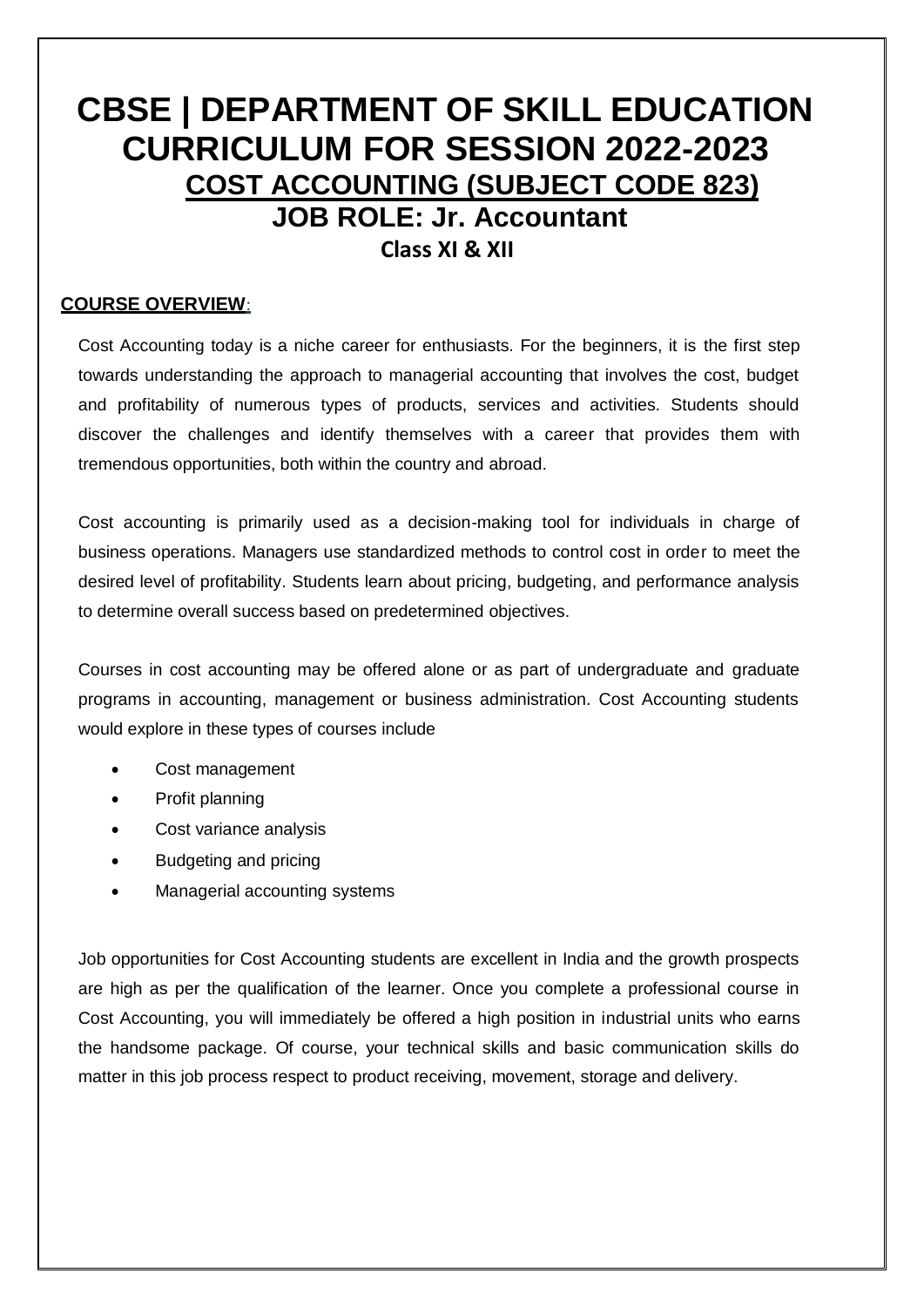# CBSE | DEPARTMENT OF SKILL EDUCATION CURRICULUM FOR SESSION 2022-2023

## COST ACCOUNTING (SUBJECT CODE 823)

## JOB ROLE: Jr. Accountant

### Class XI & XII

**COURSE OVERVIEW:**

Cost Accounting today is a niche career for enthusiasts. For the beginners, it is the first step towards understanding the approach to managerial accounting that involves the cost, budget and profitability of numerous types of products, services and activities. Students should discover the challenges and identify themselves with a career that provides them with tremendous opportunities, both within the country and abroad.

Cost accounting is primarily used as a decision-making tool for individuals in charge of business operations. Managers use standardized methods to control cost in order to meet the desired level of profitability. Students learn about pricing, budgeting, and performance analysis to determine overall success based on predetermined objectives.

Courses in cost accounting may be offered alone or as part of undergraduate and graduate programs in accounting, management or business administration. Cost Accounting students would explore in these types of courses include

- Cost management
- Profit planning
- Cost variance analysis
- Budgeting and pricing
- Managerial accounting systems

Job opportunities for Cost Accounting students are excellent in India and the growth prospects are high as per the qualification of the learner. Once you complete a professional course in Cost Accounting, you will immediately be offered a high position in industrial units who earns the handsome package. Of course, your technical skills and basic communication skills do matter in this job process respect to product receiving, movement, storage and delivery.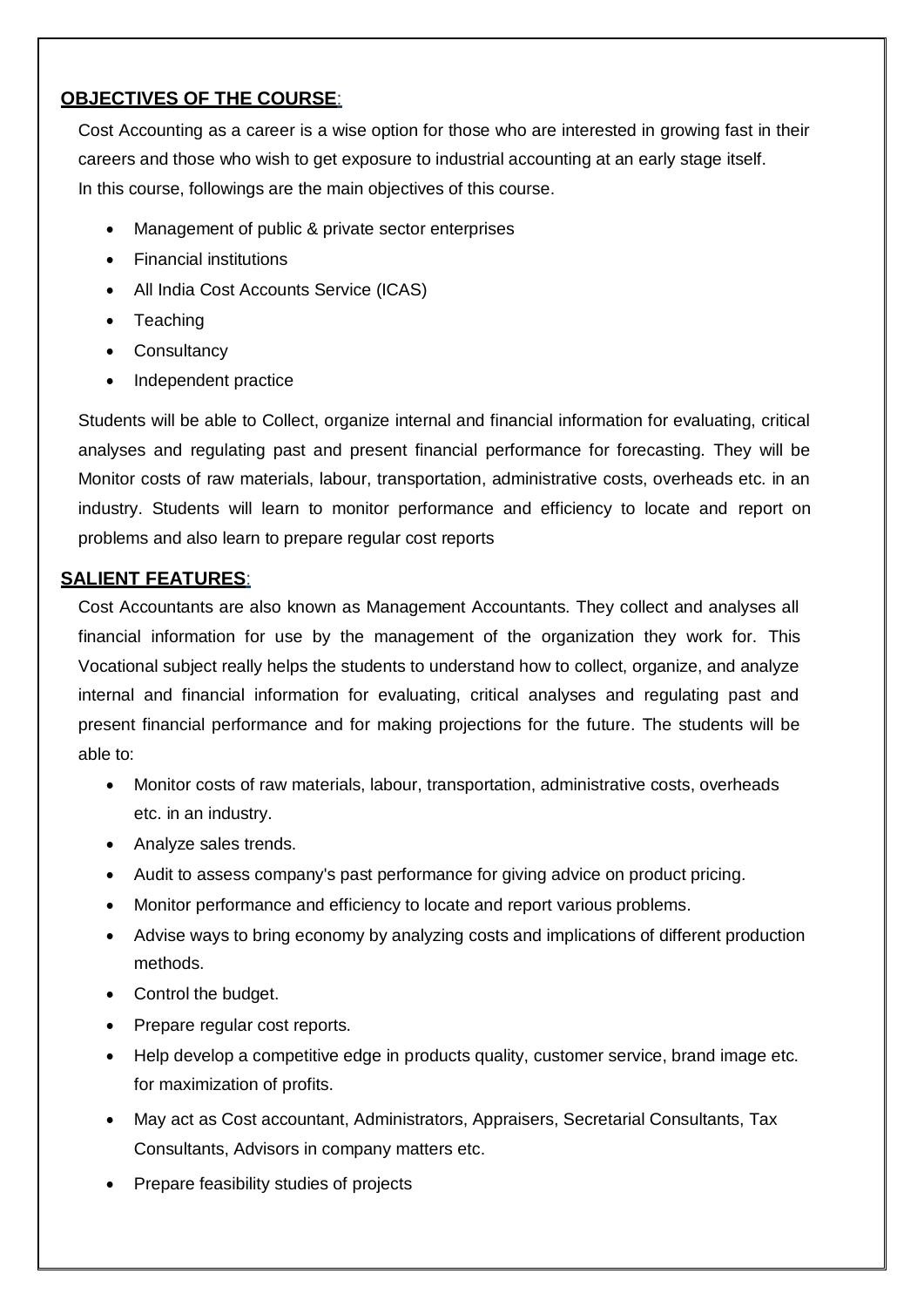## OBJECTIVES OF THE COURSE:

Cost Accounting as a career is a wise option for those who are interested in growing fast in their careers and those who wish to get exposure to industrial accounting at an early stage itself.
In this course, followings are the main objectives of this course.

- Management of public & private sector enterprises
- Financial institutions
- All India Cost Accounts Service (ICAS)
- Teaching
- Consultancy
- Independent practice

Students will be able to Collect, organize internal and financial information for evaluating, critical analyses and regulating past and present financial performance for forecasting. They will be Monitor costs of raw materials, labour, transportation, administrative costs, overheads etc. in an industry. Students will learn to monitor performance and efficiency to locate and report on problems and also learn to prepare regular cost reports

## SALIENT FEATURES:

Cost Accountants are also known as Management Accountants. They collect and analyses all financial information for use by the management of the organization they work for. This Vocational subject really helps the students to understand how to collect, organize, and analyze internal and financial information for evaluating, critical analyses and regulating past and present financial performance and for making projections for the future. The students will be able to:

- Monitor costs of raw materials, labour, transportation, administrative costs, overheads etc. in an industry.
- Analyze sales trends.
- Audit to assess company's past performance for giving advice on product pricing.
- Monitor performance and efficiency to locate and report various problems.
- Advise ways to bring economy by analyzing costs and implications of different production methods.
- Control the budget.
- Prepare regular cost reports.
- Help develop a competitive edge in products quality, customer service, brand image etc. for maximization of profits.
- May act as Cost accountant, Administrators, Appraisers, Secretarial Consultants, Tax Consultants, Advisors in company matters etc.
- Prepare feasibility studies of projects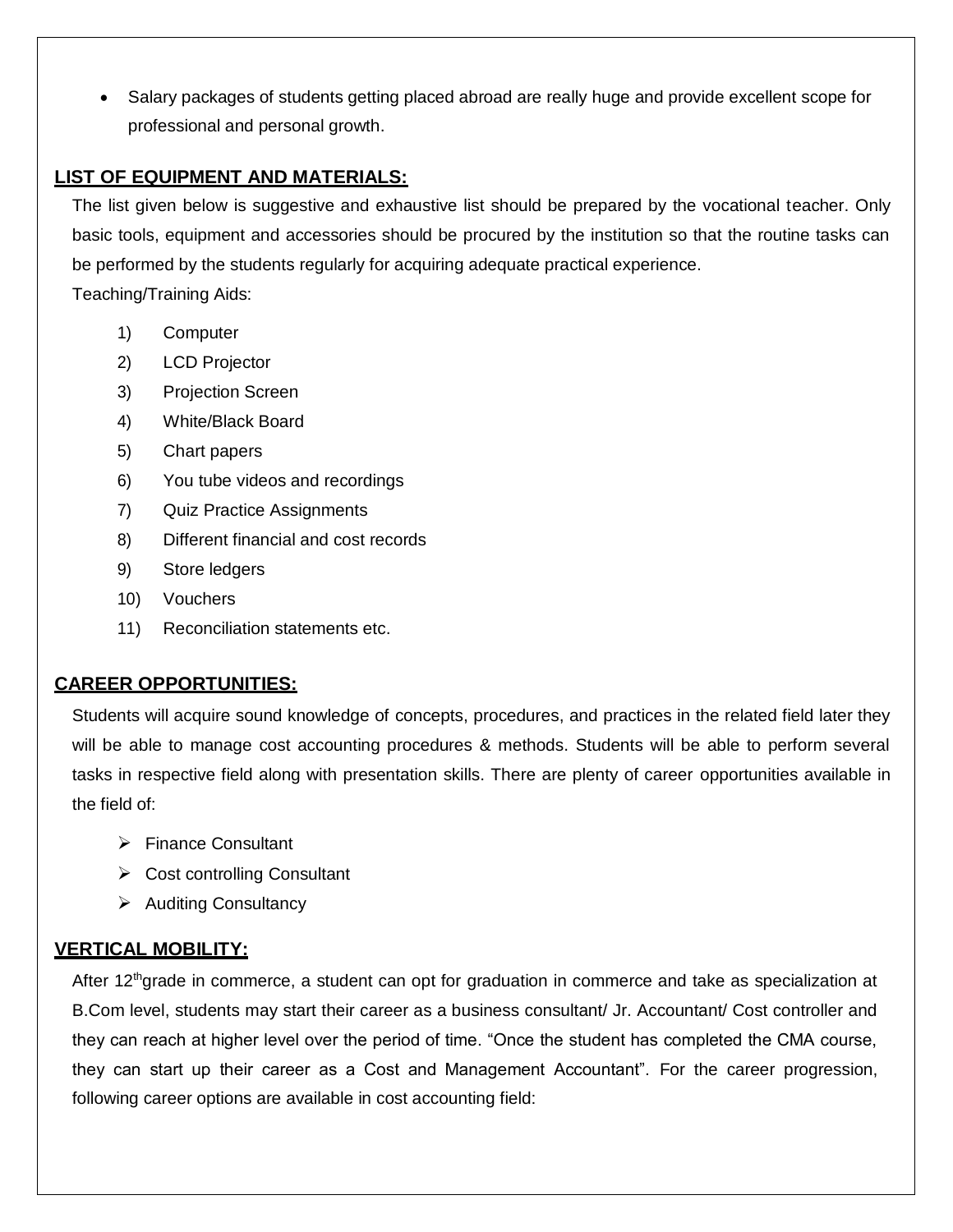- Salary packages of students getting placed abroad are really huge and provide excellent scope for professional and personal growth.

## LIST OF EQUIPMENT AND MATERIALS:

The list given below is suggestive and exhaustive list should be prepared by the vocational teacher. Only basic tools, equipment and accessories should be procured by the institution so that the routine tasks can be performed by the students regularly for acquiring adequate practical experience.

Teaching/Training Aids:

1) Computer
2) LCD Projector
3) Projection Screen
4) White/Black Board
5) Chart papers
6) You tube videos and recordings
7) Quiz Practice Assignments
8) Different financial and cost records
9) Store ledgers
10) Vouchers
11) Reconciliation statements etc.

## CAREER OPPORTUNITIES:

Students will acquire sound knowledge of concepts, procedures, and practices in the related field later they will be able to manage cost accounting procedures & methods. Students will be able to perform several tasks in respective field along with presentation skills. There are plenty of career opportunities available in the field of:

- Finance Consultant
- Cost controlling Consultant
- Auditing Consultancy

## VERTICAL MOBILITY:

After 12th grade in commerce, a student can opt for graduation in commerce and take as specialization at B.Com level, students may start their career as a business consultant/ Jr. Accountant/ Cost controller and they can reach at higher level over the period of time. "Once the student has completed the CMA course, they can start up their career as a Cost and Management Accountant". For the career progression, following career options are available in cost accounting field: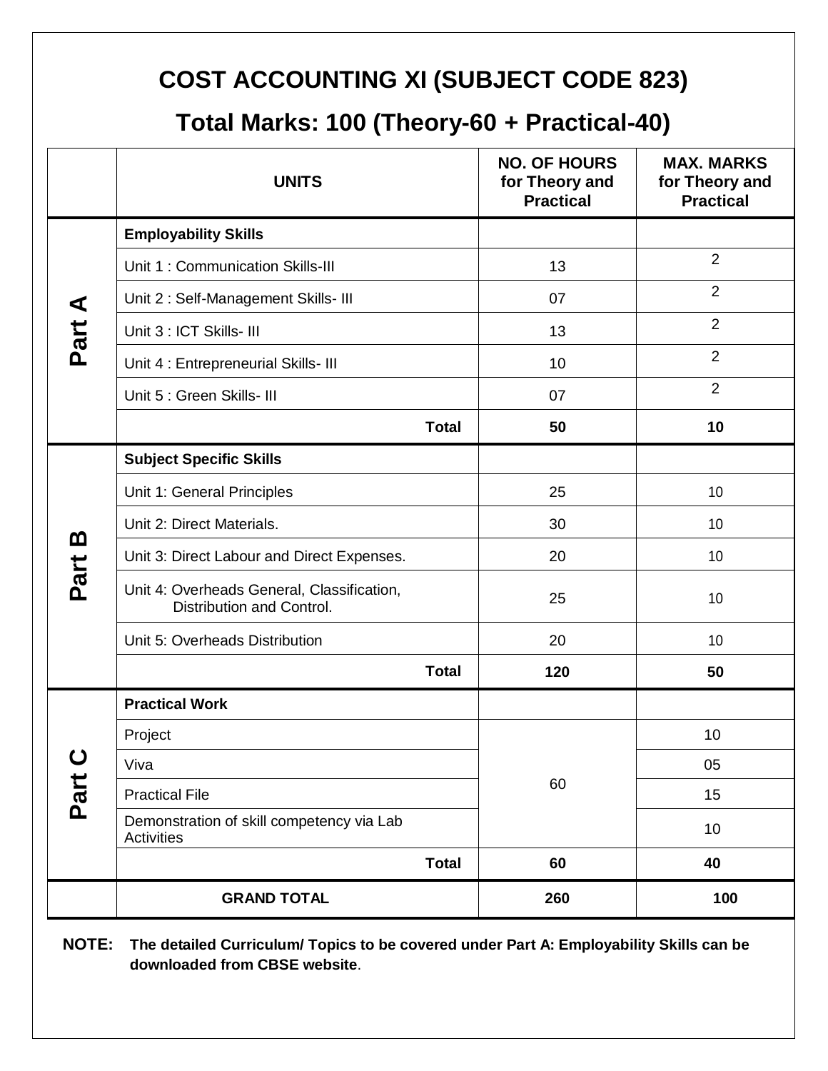# COST ACCOUNTING XI (SUBJECT CODE 823)

## Total Marks: 100 (Theory-60 + Practical-40)

| | UNITS | NO. OF HOURS for Theory and Practical | MAX. MARKS for Theory and Practical |
|---|---|---|---|
| **Part A** | **Employability Skills** | | |
| | Unit 1 : Communication Skills-III | 13 | 2 |
| | Unit 2 : Self-Management Skills- III | 07 | 2 |
| | Unit 3 : ICT Skills- III | 13 | 2 |
| | Unit 4 : Entrepreneurial Skills- III | 10 | 2 |
| | Unit 5 : Green Skills- III | 07 | 2 |
| | **Total** | **50** | **10** |
| **Part B** | **Subject Specific Skills** | | |
| | Unit 1: General Principles | 25 | 10 |
| | Unit 2: Direct Materials. | 30 | 10 |
| | Unit 3: Direct Labour and Direct Expenses. | 20 | 10 |
| | Unit 4: Overheads General, Classification, Distribution and Control. | 25 | 10 |
| | Unit 5: Overheads Distribution | 20 | 10 |
| | **Total** | **120** | **50** |
| **Part C** | **Practical Work** | | |
| | Project | 60 | 10 |
| | Viva | | 05 |
| | Practical File | | 15 |
| | Demonstration of skill competency via Lab Activities | | 10 |
| | **Total** | **60** | **40** |
| | **GRAND TOTAL** | **260** | **100** |

**NOTE: The detailed Curriculum/ Topics to be covered under Part A: Employability Skills can be downloaded from CBSE website**.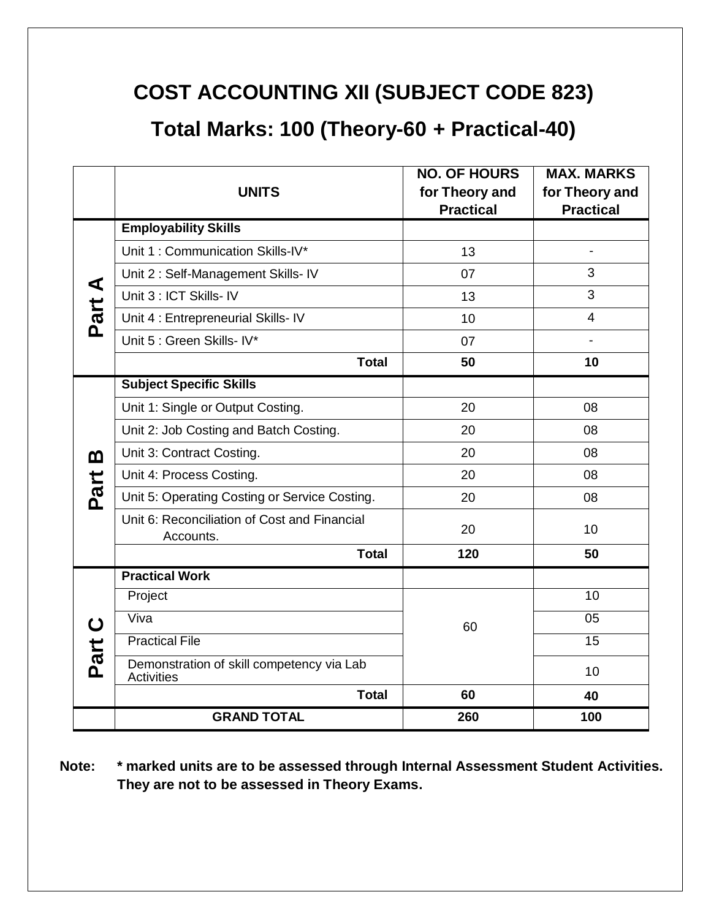# COST ACCOUNTING XII (SUBJECT CODE 823)

## Total Marks: 100 (Theory-60 + Practical-40)

| | UNITS | NO. OF HOURS for Theory and Practical | MAX. MARKS for Theory and Practical |
|---|---|---|---|
| Part A | **Employability Skills** | | |
| | Unit 1 : Communication Skills-IV* | 13 | - |
| | Unit 2 : Self-Management Skills- IV | 07 | 3 |
| | Unit 3 : ICT Skills- IV | 13 | 3 |
| | Unit 4 : Entrepreneurial Skills- IV | 10 | 4 |
| | Unit 5 : Green Skills- IV* | 07 | - |
| | **Total** | **50** | **10** |
| Part B | **Subject Specific Skills** | | |
| | Unit 1: Single or Output Costing. | 20 | 08 |
| | Unit 2: Job Costing and Batch Costing. | 20 | 08 |
| | Unit 3: Contract Costing. | 20 | 08 |
| | Unit 4: Process Costing. | 20 | 08 |
| | Unit 5: Operating Costing or Service Costing. | 20 | 08 |
| | Unit 6: Reconciliation of Cost and Financial Accounts. | 20 | 10 |
| | **Total** | **120** | **50** |
| Part C | **Practical Work** | | |
| | Project | 60 | 10 |
| | Viva | | 05 |
| | Practical File | | 15 |
| | Demonstration of skill competency via Lab Activities | | 10 |
| | **Total** | **60** | **40** |
| | **GRAND TOTAL** | **260** | **100** |

**Note: * marked units are to be assessed through Internal Assessment Student Activities. They are not to be assessed in Theory Exams.**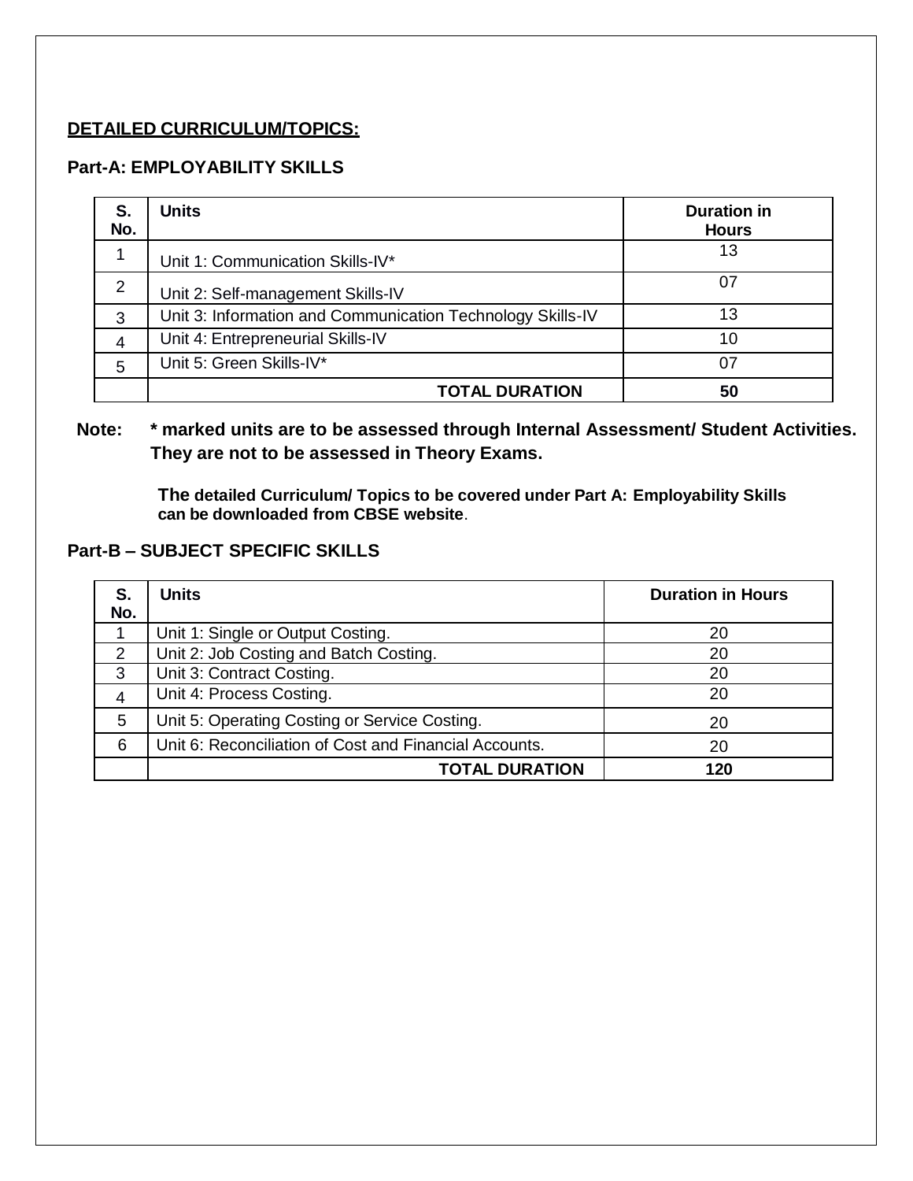## DETAILED CURRICULUM/TOPICS:

### Part-A: EMPLOYABILITY SKILLS

| S. No. | Units | Duration in Hours |
|---|---|---|
| 1 | Unit 1: Communication Skills-IV* | 13 |
| 2 | Unit 2: Self-management Skills-IV | 07 |
| 3 | Unit 3: Information and Communication Technology Skills-IV | 13 |
| 4 | Unit 4: Entrepreneurial Skills-IV | 10 |
| 5 | Unit 5: Green Skills-IV* | 07 |
| | **TOTAL DURATION** | **50** |

**Note: * marked units are to be assessed through Internal Assessment/ Student Activities. They are not to be assessed in Theory Exams.**

**The detailed Curriculum/ Topics to be covered under Part A: Employability Skills can be downloaded from CBSE website**.

### Part-B – SUBJECT SPECIFIC SKILLS

| S. No. | Units | Duration in Hours |
|---|---|---|
| 1 | Unit 1: Single or Output Costing. | 20 |
| 2 | Unit 2: Job Costing and Batch Costing. | 20 |
| 3 | Unit 3: Contract Costing. | 20 |
| 4 | Unit 4: Process Costing. | 20 |
| 5 | Unit 5: Operating Costing or Service Costing. | 20 |
| 6 | Unit 6: Reconciliation of Cost and Financial Accounts. | 20 |
| | **TOTAL DURATION** | **120** |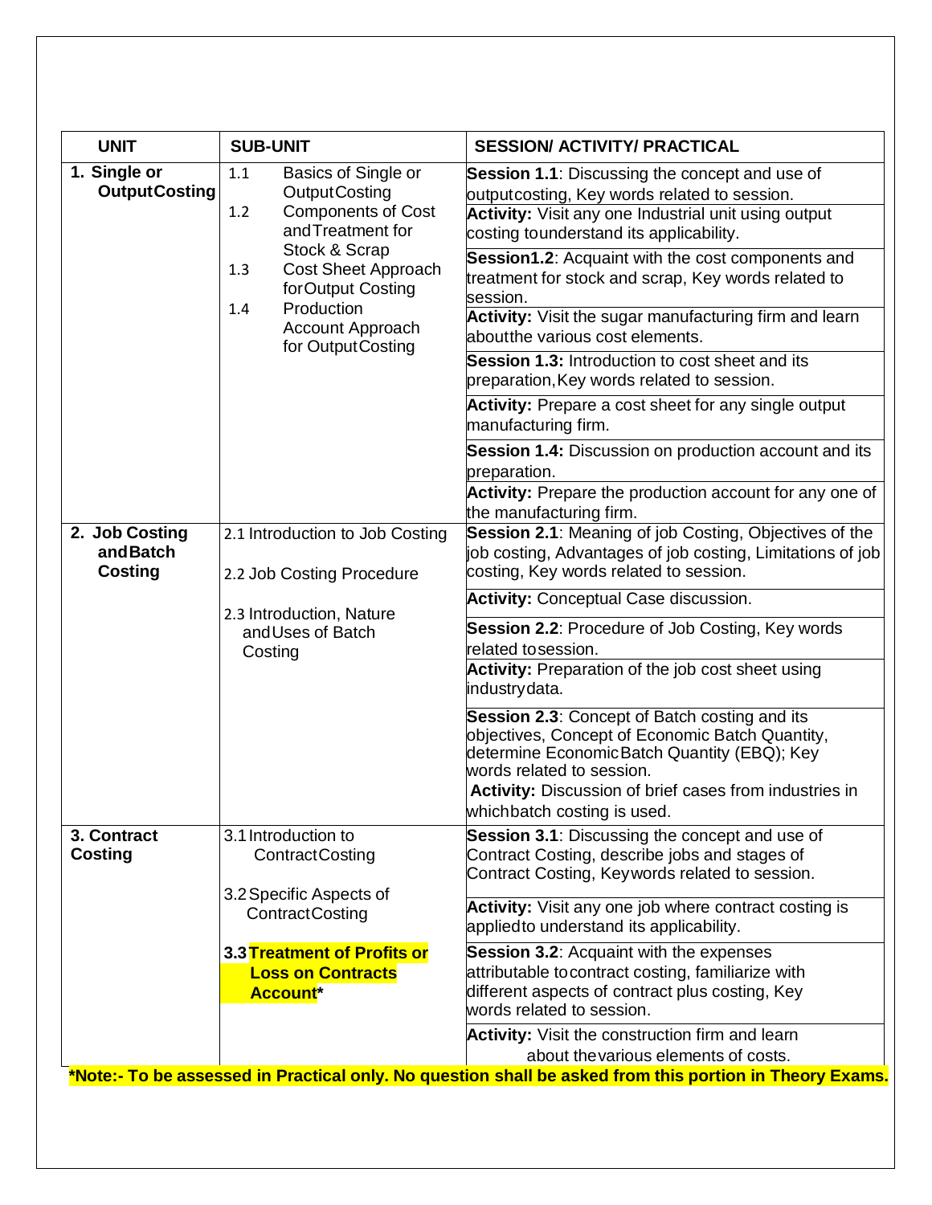| UNIT | SUB-UNIT | SESSION/ ACTIVITY/ PRACTICAL |
|---|---|---|
| **1. Single or Output Costing** | 1.1 Basics of Single or Output Costing<br>1.2 Components of Cost and Treatment for Stock & Scrap<br>1.3 Cost Sheet Approach for Output Costing<br>1.4 Production Account Approach for Output Costing | **Session 1.1**: Discussing the concept and use of output costing, Key words related to session. |
| | | **Activity:** Visit any one Industrial unit using output costing to understand its applicability. |
| | | **Session1.2**: Acquaint with the cost components and treatment for stock and scrap, Key words related to session. |
| | | **Activity:** Visit the sugar manufacturing firm and learn about the various cost elements. |
| | | **Session 1.3:** Introduction to cost sheet and its preparation, Key words related to session. |
| | | **Activity:** Prepare a cost sheet for any single output manufacturing firm. |
| | | **Session 1.4:** Discussion on production account and its preparation. |
| | | **Activity:** Prepare the production account for any one of the manufacturing firm. |
| **2. Job Costing and Batch Costing** | 2.1 Introduction to Job Costing<br>2.2 Job Costing Procedure<br>2.3 Introduction, Nature and Uses of Batch Costing | **Session 2.1**: Meaning of job Costing, Objectives of the job costing, Advantages of job costing, Limitations of job costing, Key words related to session. |
| | | **Activity:** Conceptual Case discussion. |
| | | **Session 2.2**: Procedure of Job Costing, Key words related to session. |
| | | **Activity:** Preparation of the job cost sheet using industry data. |
| | | **Session 2.3**: Concept of Batch costing and its objectives, Concept of Economic Batch Quantity, determine Economic Batch Quantity (EBQ); Key words related to session.<br>**Activity:** Discussion of brief cases from industries in which batch costing is used. |
| **3. Contract Costing** | 3.1 Introduction to Contract Costing<br>3.2 Specific Aspects of Contract Costing<br>**3.3 Treatment of Profits or Loss on Contracts Account*** | **Session 3.1**: Discussing the concept and use of Contract Costing, describe jobs and stages of Contract Costing, Keywords related to session. |
| | | **Activity:** Visit any one job where contract costing is applied to understand its applicability. |
| | | **Session 3.2**: Acquaint with the expenses attributable to contract costing, familiarize with different aspects of contract plus costing, Key words related to session. |
| | | **Activity:** Visit the construction firm and learn about the various elements of costs. |

***Note:- To be assessed in Practical only. No question shall be asked from this portion in Theory Exams.**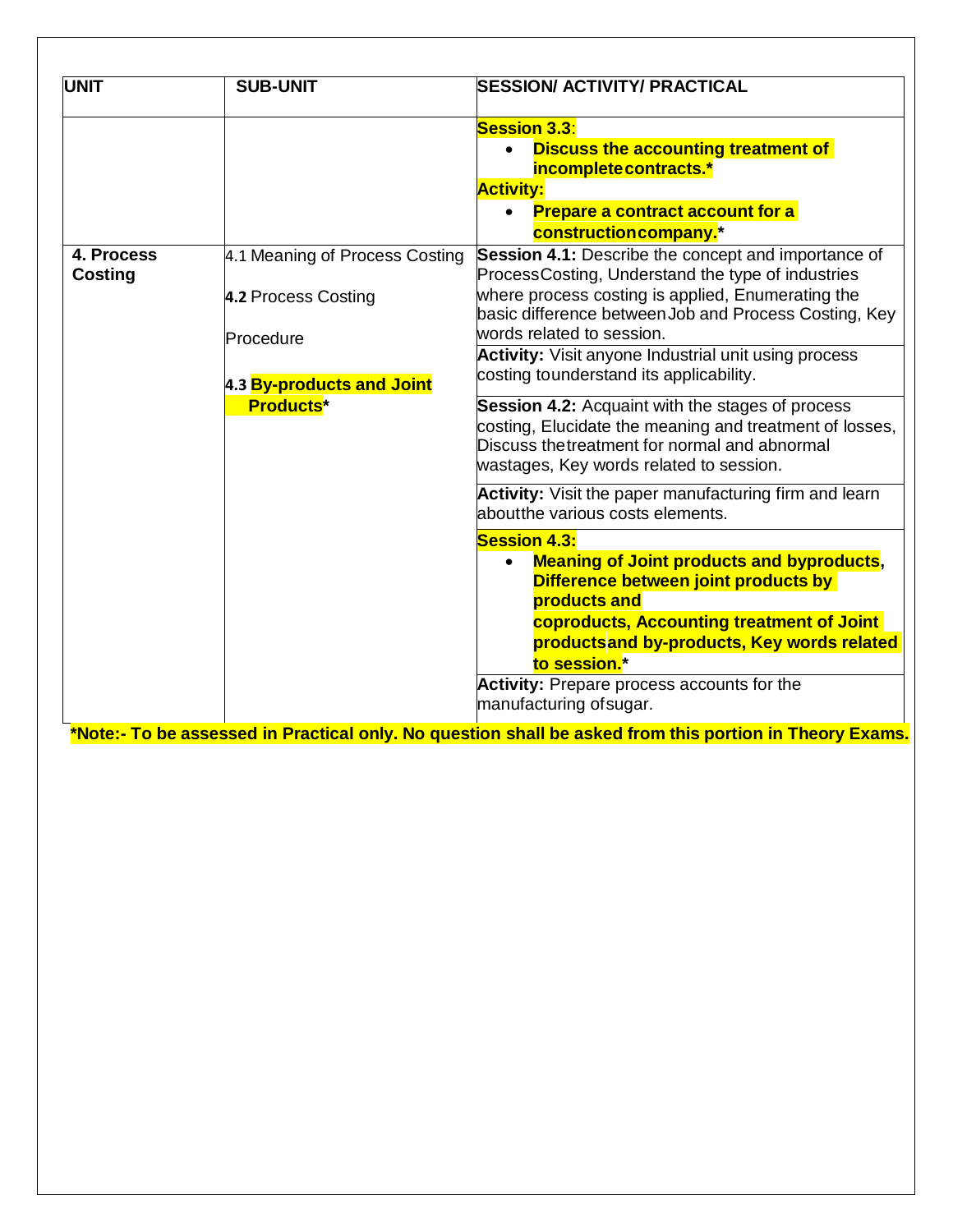| UNIT | SUB-UNIT | SESSION/ ACTIVITY/ PRACTICAL |
|---|---|---|
| | | **Session 3.3**:<br>• **Discuss the accounting treatment of incomplete contracts.***<br>**Activity:**<br>• **Prepare a contract account for a construction company.*** |
| **4. Process Costing** | 4.1 Meaning of Process Costing<br><br>**4.2** Process Costing Procedure<br><br>**4.3 By-products and Joint Products*** | **Session 4.1:** Describe the concept and importance of Process Costing, Understand the type of industries where process costing is applied, Enumerating the basic difference between Job and Process Costing, Key words related to session. |
| | | **Activity:** Visit anyone Industrial unit using process costing to understand its applicability. |
| | | **Session 4.2:** Acquaint with the stages of process costing, Elucidate the meaning and treatment of losses, Discuss the treatment for normal and abnormal wastages, Key words related to session. |
| | | **Activity:** Visit the paper manufacturing firm and learn about the various costs elements. |
| | | **Session 4.3:**<br>• **Meaning of Joint products and byproducts, Difference between joint products by products and coproducts, Accounting treatment of Joint products and by-products, Key words related to session.*** |
| | | **Activity:** Prepare process accounts for the manufacturing of sugar. |

***Note:- To be assessed in Practical only. No question shall be asked from this portion in Theory Exams.**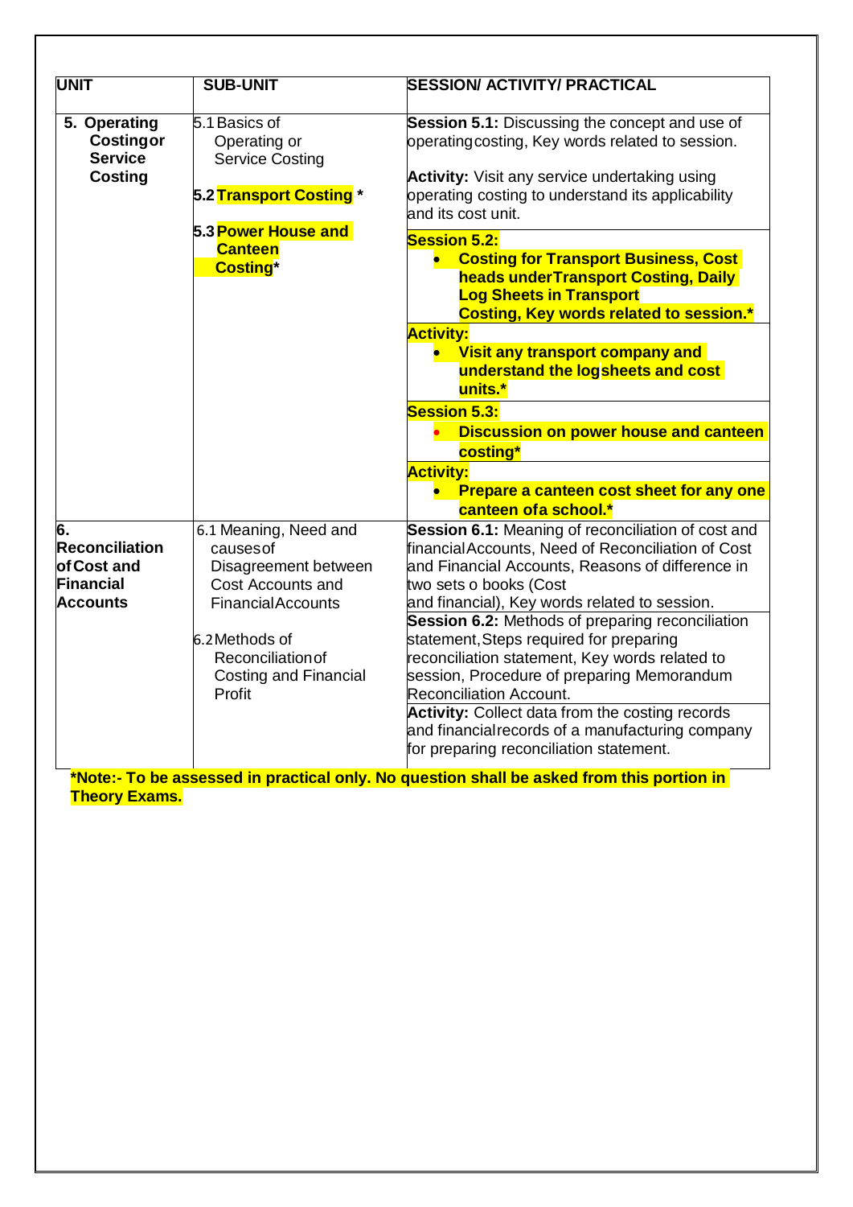| UNIT | SUB-UNIT | SESSION/ ACTIVITY/ PRACTICAL |
|---|---|---|
| **5. Operating Costing or Service Costing** | 5.1 Basics of Operating or Service Costing<br><br>**5.2 Transport Costing** *<br><br>**5.3 Power House and Canteen Costing***| **Session 5.1:** Discussing the concept and use of operating costing, Key words related to session.<br><br>**Activity:** Visit any service undertaking using operating costing to understand its applicability and its cost unit. |
| | | **Session 5.2:**<br>• **Costing for Transport Business, Cost heads under Transport Costing, Daily Log Sheets in Transport Costing, Key words related to session.*** |
| | | **Activity:**<br>• **Visit any transport company and understand the logsheets and cost units.*** |
| | | **Session 5.3:**<br>• **Discussion on power house and canteen costing*** |
| | | **Activity:**<br>• **Prepare a canteen cost sheet for any one canteen of a school.*** |
| **6. Reconciliation of Cost and Financial Accounts** | 6.1 Meaning, Need and causes of Disagreement between Cost Accounts and Financial Accounts<br><br>6.2 Methods of Reconciliation of Costing and Financial Profit | **Session 6.1:** Meaning of reconciliation of cost and financial Accounts, Need of Reconciliation of Cost and Financial Accounts, Reasons of difference in two sets o books (Cost and financial), Key words related to session. |
| | | **Session 6.2:** Methods of preparing reconciliation statement, Steps required for preparing reconciliation statement, Key words related to session, Procedure of preparing Memorandum Reconciliation Account. |
| | | **Activity:** Collect data from the costing records and financial records of a manufacturing company for preparing reconciliation statement. |

***Note:- To be assessed in practical only. No question shall be asked from this portion in Theory Exams.**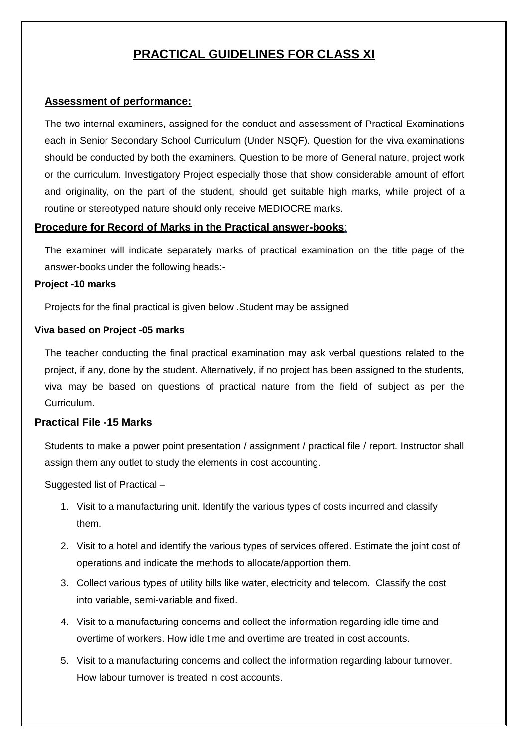# PRACTICAL GUIDELINES FOR CLASS XI

**Assessment of performance:**

The two internal examiners, assigned for the conduct and assessment of Practical Examinations each in Senior Secondary School Curriculum (Under NSQF). Question for the viva examinations should be conducted by both the examiners. Question to be more of General nature, project work or the curriculum. Investigatory Project especially those that show considerable amount of effort and originality, on the part of the student, should get suitable high marks, while project of a routine or stereotyped nature should only receive MEDIOCRE marks.

**Procedure for Record of Marks in the Practical answer-books:**

The examiner will indicate separately marks of practical examination on the title page of the answer-books under the following heads:-

**Project -10 marks**

Projects for the final practical is given below .Student may be assigned

**Viva based on Project -05 marks**

The teacher conducting the final practical examination may ask verbal questions related to the project, if any, done by the student. Alternatively, if no project has been assigned to the students, viva may be based on questions of practical nature from the field of subject as per the Curriculum.

**Practical File -15 Marks**

Students to make a power point presentation / assignment / practical file / report. Instructor shall assign them any outlet to study the elements in cost accounting.

Suggested list of Practical –

1. Visit to a manufacturing unit. Identify the various types of costs incurred and classify them.
2. Visit to a hotel and identify the various types of services offered. Estimate the joint cost of operations and indicate the methods to allocate/apportion them.
3. Collect various types of utility bills like water, electricity and telecom. Classify the cost into variable, semi-variable and fixed.
4. Visit to a manufacturing concerns and collect the information regarding idle time and overtime of workers. How idle time and overtime are treated in cost accounts.
5. Visit to a manufacturing concerns and collect the information regarding labour turnover. How labour turnover is treated in cost accounts.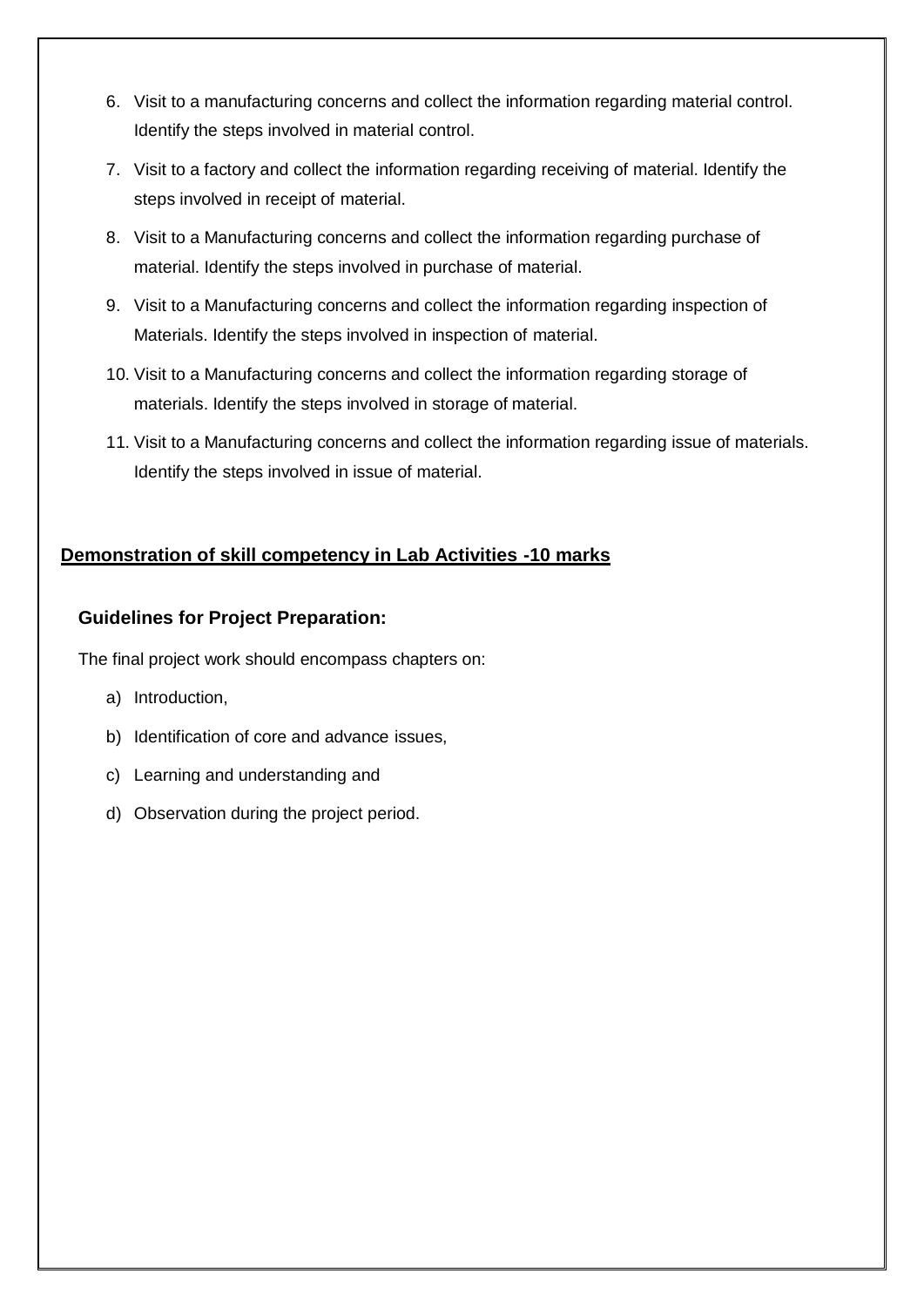6. Visit to a manufacturing concerns and collect the information regarding material control. Identify the steps involved in material control.
7. Visit to a factory and collect the information regarding receiving of material. Identify the steps involved in receipt of material.
8. Visit to a Manufacturing concerns and collect the information regarding purchase of material. Identify the steps involved in purchase of material.
9. Visit to a Manufacturing concerns and collect the information regarding inspection of Materials. Identify the steps involved in inspection of material.
10. Visit to a Manufacturing concerns and collect the information regarding storage of materials. Identify the steps involved in storage of material.
11. Visit to a Manufacturing concerns and collect the information regarding issue of materials. Identify the steps involved in issue of material.

**Demonstration of skill competency in Lab Activities -10 marks**

### Guidelines for Project Preparation:

The final project work should encompass chapters on:

a) Introduction,
b) Identification of core and advance issues,
c) Learning and understanding and
d) Observation during the project period.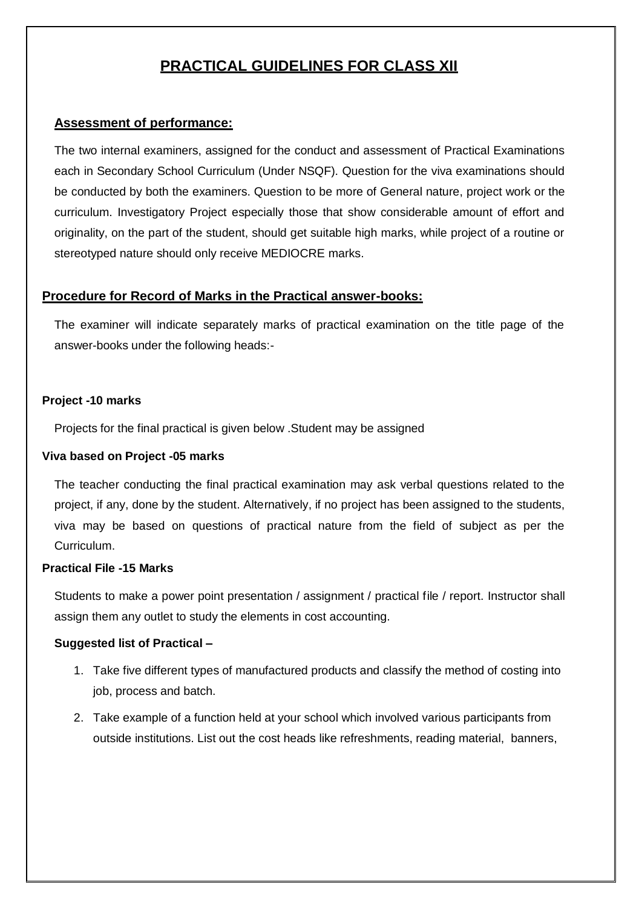# PRACTICAL GUIDELINES FOR CLASS XII

## Assessment of performance:

The two internal examiners, assigned for the conduct and assessment of Practical Examinations each in Secondary School Curriculum (Under NSQF). Question for the viva examinations should be conducted by both the examiners. Question to be more of General nature, project work or the curriculum. Investigatory Project especially those that show considerable amount of effort and originality, on the part of the student, should get suitable high marks, while project of a routine or stereotyped nature should only receive MEDIOCRE marks.

## Procedure for Record of Marks in the Practical answer-books:

The examiner will indicate separately marks of practical examination on the title page of the answer-books under the following heads:-

**Project -10 marks**

Projects for the final practical is given below .Student may be assigned

**Viva based on Project -05 marks**

The teacher conducting the final practical examination may ask verbal questions related to the project, if any, done by the student. Alternatively, if no project has been assigned to the students, viva may be based on questions of practical nature from the field of subject as per the Curriculum.

**Practical File -15 Marks**

Students to make a power point presentation / assignment / practical file / report. Instructor shall assign them any outlet to study the elements in cost accounting.

**Suggested list of Practical –**

1. Take five different types of manufactured products and classify the method of costing into job, process and batch.
2. Take example of a function held at your school which involved various participants from outside institutions. List out the cost heads like refreshments, reading material, banners,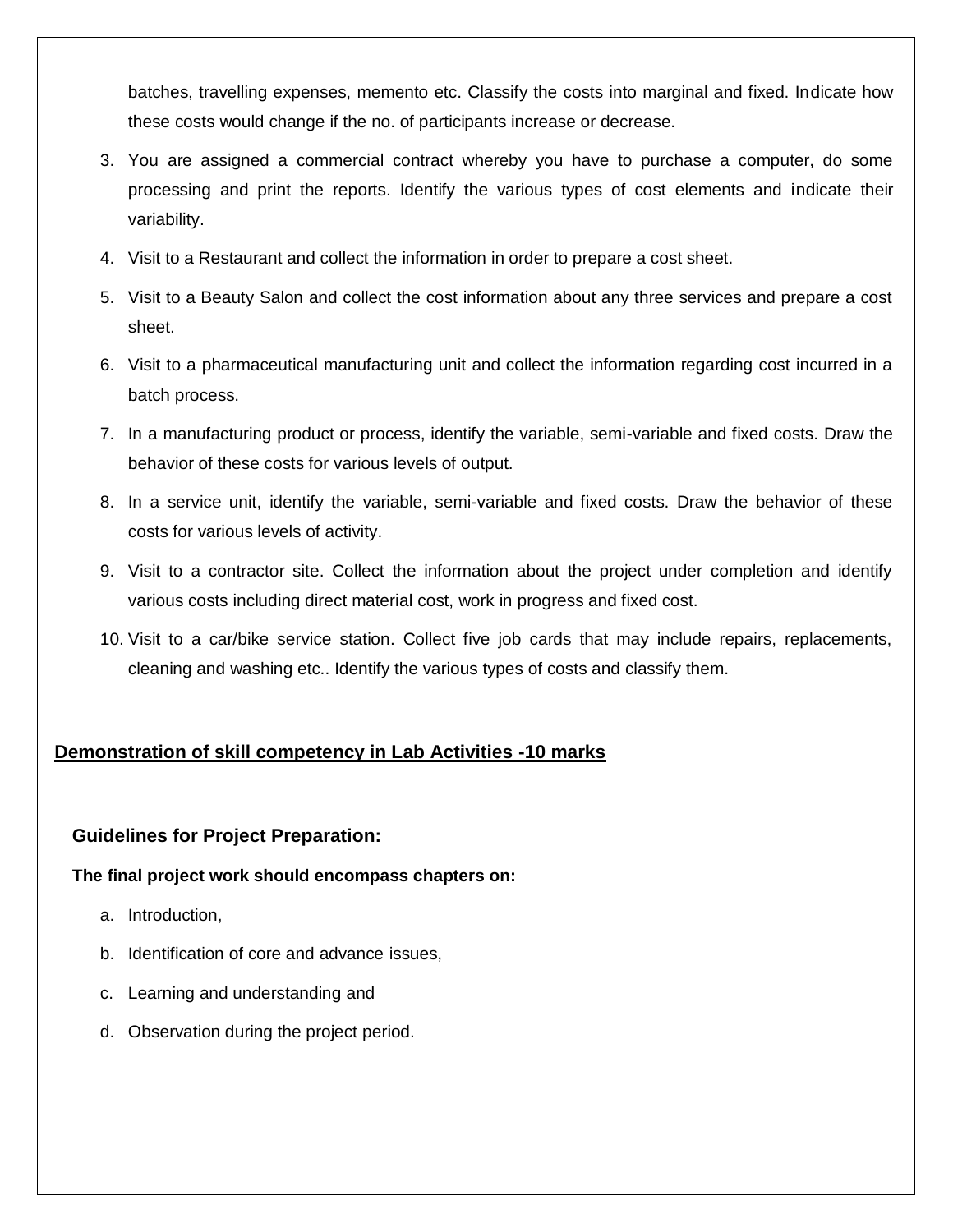batches, travelling expenses, memento etc. Classify the costs into marginal and fixed. Indicate how these costs would change if the no. of participants increase or decrease.

3. You are assigned a commercial contract whereby you have to purchase a computer, do some processing and print the reports. Identify the various types of cost elements and indicate their variability.
4. Visit to a Restaurant and collect the information in order to prepare a cost sheet.
5. Visit to a Beauty Salon and collect the cost information about any three services and prepare a cost sheet.
6. Visit to a pharmaceutical manufacturing unit and collect the information regarding cost incurred in a batch process.
7. In a manufacturing product or process, identify the variable, semi-variable and fixed costs. Draw the behavior of these costs for various levels of output.
8. In a service unit, identify the variable, semi-variable and fixed costs. Draw the behavior of these costs for various levels of activity.
9. Visit to a contractor site. Collect the information about the project under completion and identify various costs including direct material cost, work in progress and fixed cost.
10. Visit to a car/bike service station. Collect five job cards that may include repairs, replacements, cleaning and washing etc.. Identify the various types of costs and classify them.

**Demonstration of skill competency in Lab Activities -10 marks**

### Guidelines for Project Preparation:

**The final project work should encompass chapters on:**

a. Introduction,
b. Identification of core and advance issues,
c. Learning and understanding and
d. Observation during the project period.